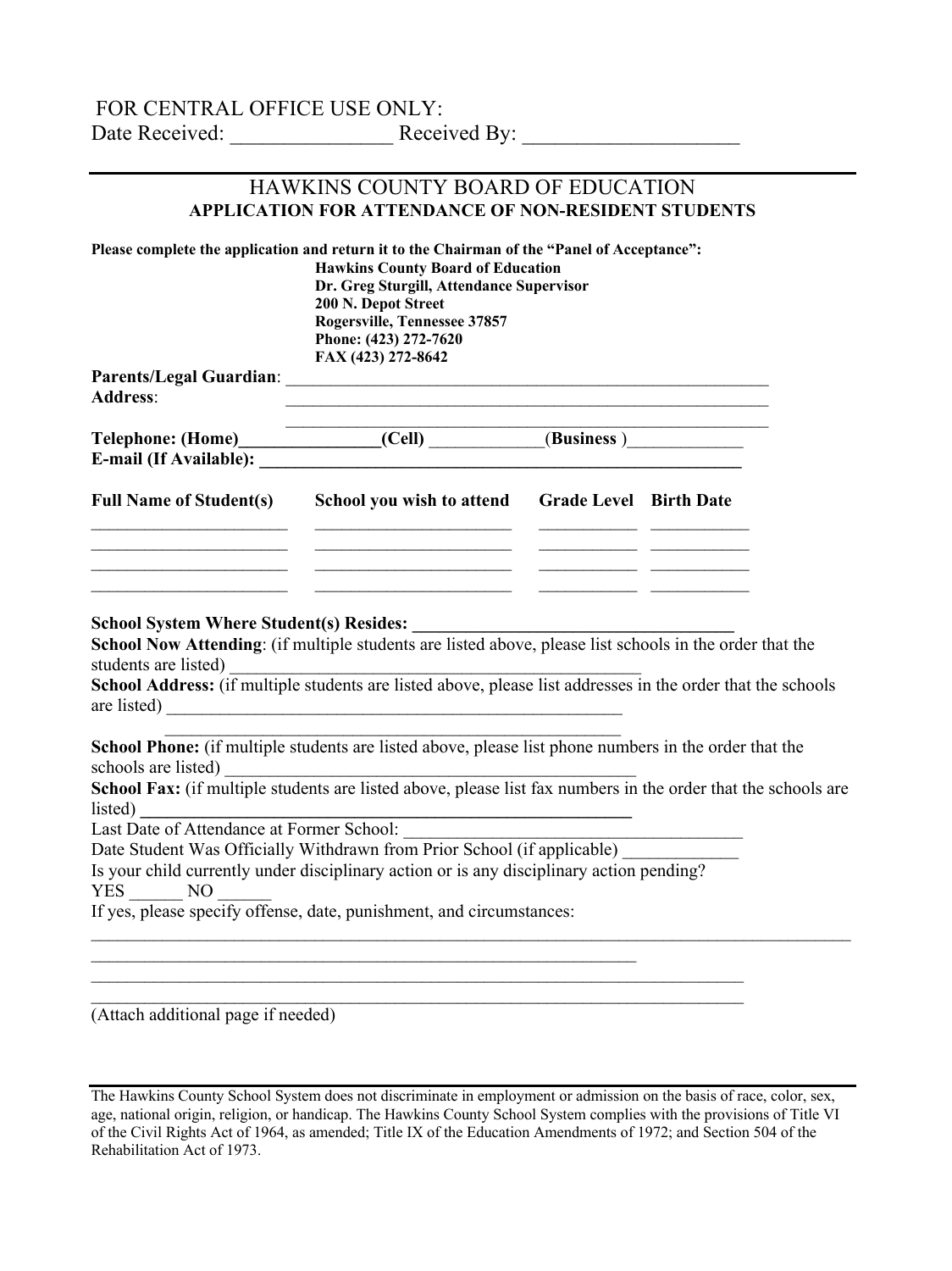FOR CENTRAL OFFICE USE ONLY:
Date Received: _______________ Received By: ____________________

# HAWKINS COUNTY BOARD OF EDUCATION

## APPLICATION FOR ATTENDANCE OF NON-RESIDENT STUDENTS

**Please complete the application and return it to the Chairman of the "Panel of Acceptance":**

**Hawkins County Board of Education**
**Dr. Greg Sturgill, Attendance Supervisor**
**200 N. Depot Street**
**Rogersville, Tennessee 37857**
**Phone: (423) 272-7620**
**FAX (423) 272-8642**

**Parents/Legal Guardian**: ___________________________________________________________

**Address**: ___________________________________________________________

___________________________________________________________

**Telephone: (Home)**________________**(Cell)** _____________(**Business** )_____________

**E-mail (If Available):** _________________________________________________________

| Full Name of Student(s) | School you wish to attend | Grade Level | Birth Date |
|---|---|---|---|
| _______________________ | _______________________ | ___________ | ___________ |
| _______________________ | _______________________ | ___________ | ___________ |
| _______________________ | _______________________ | ___________ | ___________ |
| _______________________ | _______________________ | ___________ | ___________ |

**School System Where Student(s) Resides:** _____________________________________

**School Now Attending**: (if multiple students are listed above, please list schools in the order that the students are listed) ________________________________________________

**School Address:** (if multiple students are listed above, please list addresses in the order that the schools are listed) _____________________________________________________

_____________________________________________________

**School Phone:** (if multiple students are listed above, please list phone numbers in the order that the schools are listed) ________________________________________________

**School Fax:** (if multiple students are listed above, please list fax numbers in the order that the schools are listed) _____________________________________________________

Last Date of Attendance at Former School: _______________________________________

Date Student Was Officially Withdrawn from Prior School (if applicable) _____________

Is your child currently under disciplinary action or is any disciplinary action pending?

YES ______ NO ______

If yes, please specify offense, date, punishment, and circumstances:

_________________________________________________________________________________________

_________________________________________________________________

_____________________________________________________________________________

_____________________________________________________________________________

(Attach additional page if needed)

The Hawkins County School System does not discriminate in employment or admission on the basis of race, color, sex, age, national origin, religion, or handicap. The Hawkins County School System complies with the provisions of Title VI of the Civil Rights Act of 1964, as amended; Title IX of the Education Amendments of 1972; and Section 504 of the Rehabilitation Act of 1973.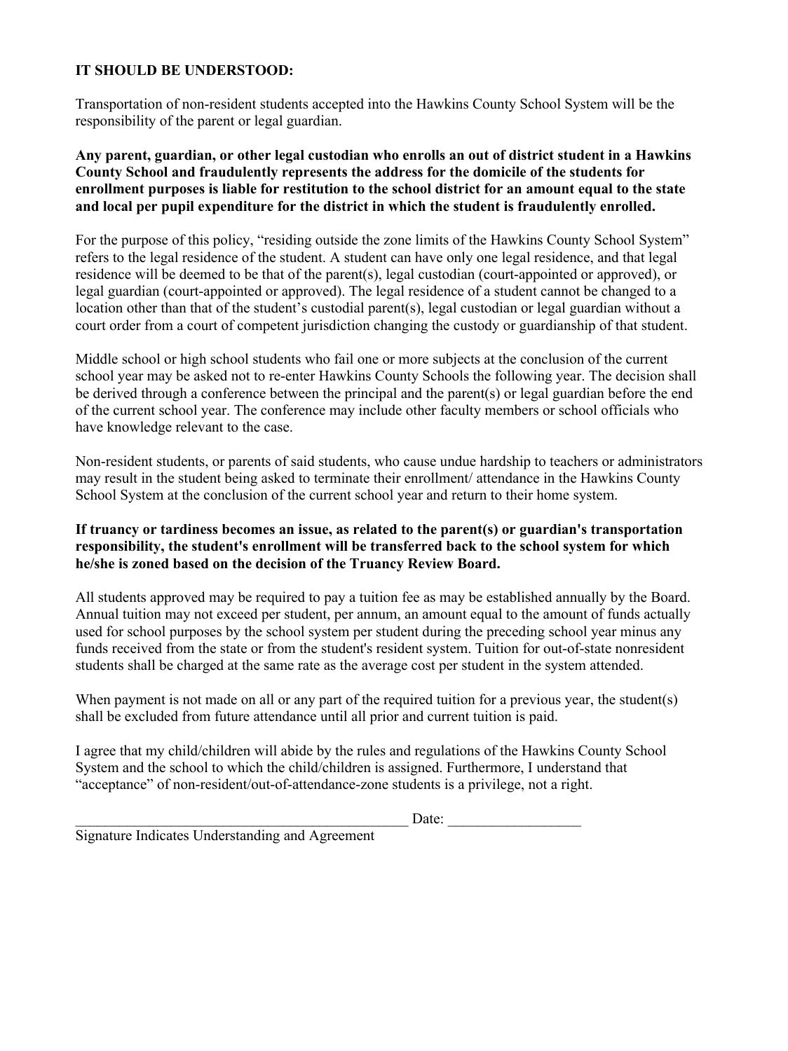**IT SHOULD BE UNDERSTOOD:**

Transportation of non-resident students accepted into the Hawkins County School System will be the responsibility of the parent or legal guardian.

**Any parent, guardian, or other legal custodian who enrolls an out of district student in a Hawkins County School and fraudulently represents the address for the domicile of the students for enrollment purposes is liable for restitution to the school district for an amount equal to the state and local per pupil expenditure for the district in which the student is fraudulently enrolled.**

For the purpose of this policy, "residing outside the zone limits of the Hawkins County School System" refers to the legal residence of the student. A student can have only one legal residence, and that legal residence will be deemed to be that of the parent(s), legal custodian (court-appointed or approved), or legal guardian (court-appointed or approved). The legal residence of a student cannot be changed to a location other than that of the student's custodial parent(s), legal custodian or legal guardian without a court order from a court of competent jurisdiction changing the custody or guardianship of that student.

Middle school or high school students who fail one or more subjects at the conclusion of the current school year may be asked not to re-enter Hawkins County Schools the following year. The decision shall be derived through a conference between the principal and the parent(s) or legal guardian before the end of the current school year. The conference may include other faculty members or school officials who have knowledge relevant to the case.

Non-resident students, or parents of said students, who cause undue hardship to teachers or administrators may result in the student being asked to terminate their enrollment/ attendance in the Hawkins County School System at the conclusion of the current school year and return to their home system.

**If truancy or tardiness becomes an issue, as related to the parent(s) or guardian's transportation responsibility, the student's enrollment will be transferred back to the school system for which he/she is zoned based on the decision of the Truancy Review Board.**

All students approved may be required to pay a tuition fee as may be established annually by the Board. Annual tuition may not exceed per student, per annum, an amount equal to the amount of funds actually used for school purposes by the school system per student during the preceding school year minus any funds received from the state or from the student's resident system. Tuition for out-of-state nonresident students shall be charged at the same rate as the average cost per student in the system attended.

When payment is not made on all or any part of the required tuition for a previous year, the student(s) shall be excluded from future attendance until all prior and current tuition is paid.

I agree that my child/children will abide by the rules and regulations of the Hawkins County School System and the school to which the child/children is assigned. Furthermore, I understand that "acceptance" of non-resident/out-of-attendance-zone students is a privilege, not a right.

_______________________________________________ Date: __________________

Signature Indicates Understanding and Agreement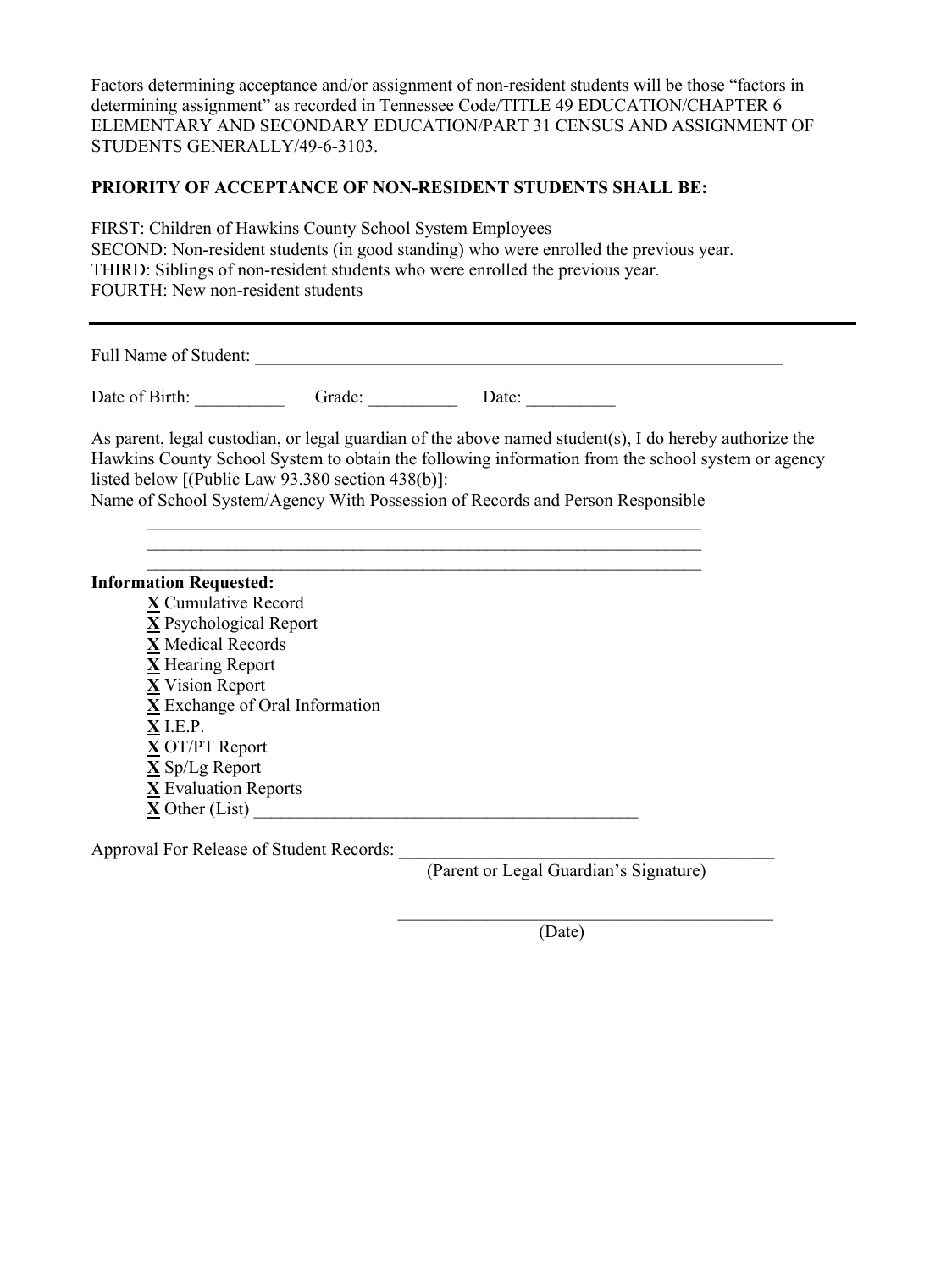Factors determining acceptance and/or assignment of non-resident students will be those "factors in determining assignment" as recorded in Tennessee Code/TITLE 49 EDUCATION/CHAPTER 6 ELEMENTARY AND SECONDARY EDUCATION/PART 31 CENSUS AND ASSIGNMENT OF STUDENTS GENERALLY/49-6-3103.

**PRIORITY OF ACCEPTANCE OF NON-RESIDENT STUDENTS SHALL BE:**

FIRST: Children of Hawkins County School System Employees
SECOND: Non-resident students (in good standing) who were enrolled the previous year.
THIRD: Siblings of non-resident students who were enrolled the previous year.
FOURTH: New non-resident students

---

Full Name of Student: _______________________________________________________________

Date of Birth: __________ Grade: __________ Date: __________

As parent, legal custodian, or legal guardian of the above named student(s), I do hereby authorize the Hawkins County School System to obtain the following information from the school system or agency listed below [(Public Law 93.380 section 438(b)]:
Name of School System/Agency With Possession of Records and Person Responsible

__________________________________________________________________
__________________________________________________________________
__________________________________________________________________

**Information Requested:**

**X** Cumulative Record
**X** Psychological Report
**X** Medical Records
**X** Hearing Report
**X** Vision Report
**X** Exchange of Oral Information
**X** I.E.P.
**X** OT/PT Report
**X** Sp/Lg Report
**X** Evaluation Reports
**X** Other (List) _____________________________________________

Approval For Release of Student Records: ___________________________________________
(Parent or Legal Guardian's Signature)

_____________________________________________
(Date)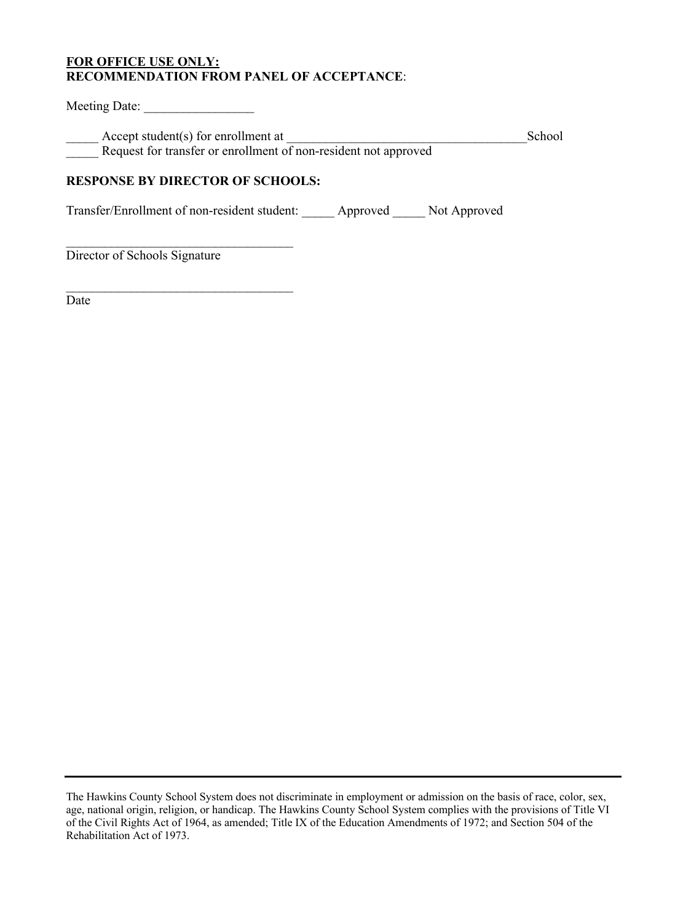**<u>FOR OFFICE USE ONLY:</u>**
**RECOMMENDATION FROM PANEL OF ACCEPTANCE**:

Meeting Date: _________________

_____ Accept student(s) for enrollment at _____________________________________School
_____ Request for transfer or enrollment of non-resident not approved

**RESPONSE BY DIRECTOR OF SCHOOLS:**

Transfer/Enrollment of non-resident student: _____ Approved _____ Not Approved

____________________________________
Director of Schools Signature

____________________________________
Date

---

The Hawkins County School System does not discriminate in employment or admission on the basis of race, color, sex, age, national origin, religion, or handicap. The Hawkins County School System complies with the provisions of Title VI of the Civil Rights Act of 1964, as amended; Title IX of the Education Amendments of 1972; and Section 504 of the Rehabilitation Act of 1973.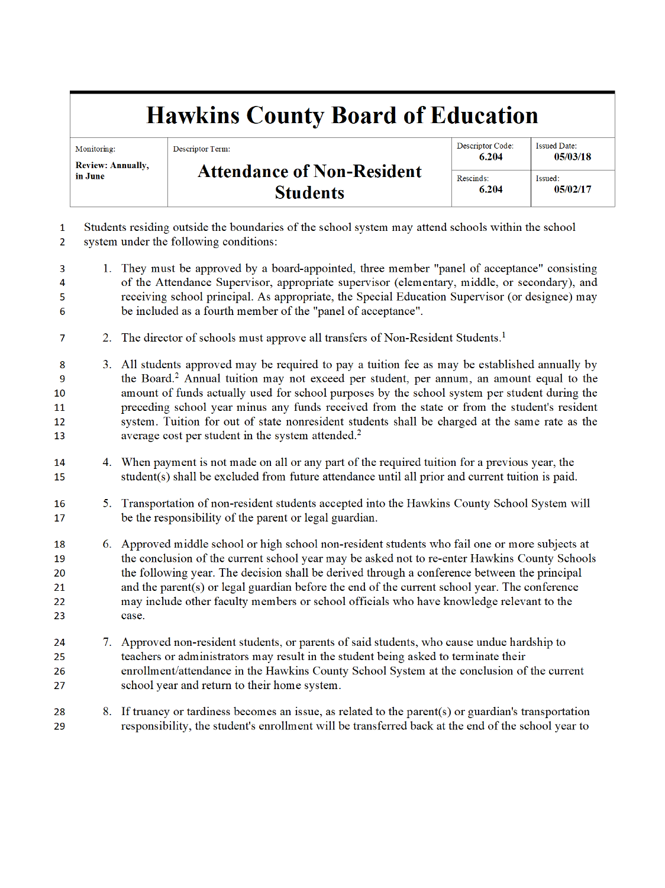# Hawkins County Board of Education

| Monitoring: **Review: Annually, in June** | Descriptor Term: **Attendance of Non-Resident Students** | Descriptor Code: **6.204** | Issued Date: **05/03/18** |
|---|---|---|---|
| | | Rescinds: **6.204** | Issued: **05/02/17** |

Students residing outside the boundaries of the school system may attend schools within the school system under the following conditions:

1. They must be approved by a board-appointed, three member "panel of acceptance" consisting of the Attendance Supervisor, appropriate supervisor (elementary, middle, or secondary), and receiving school principal. As appropriate, the Special Education Supervisor (or designee) may be included as a fourth member of the "panel of acceptance".

2. The director of schools must approve all transfers of Non-Resident Students.[1]

3. All students approved may be required to pay a tuition fee as may be established annually by the Board.[2] Annual tuition may not exceed per student, per annum, an amount equal to the amount of funds actually used for school purposes by the school system per student during the preceding school year minus any funds received from the state or from the student's resident system. Tuition for out of state nonresident students shall be charged at the same rate as the average cost per student in the system attended.[2]

4. When payment is not made on all or any part of the required tuition for a previous year, the student(s) shall be excluded from future attendance until all prior and current tuition is paid.

5. Transportation of non-resident students accepted into the Hawkins County School System will be the responsibility of the parent or legal guardian.

6. Approved middle school or high school non-resident students who fail one or more subjects at the conclusion of the current school year may be asked not to re-enter Hawkins County Schools the following year. The decision shall be derived through a conference between the principal and the parent(s) or legal guardian before the end of the current school year. The conference may include other faculty members or school officials who have knowledge relevant to the case.

7. Approved non-resident students, or parents of said students, who cause undue hardship to teachers or administrators may result in the student being asked to terminate their enrollment/attendance in the Hawkins County School System at the conclusion of the current school year and return to their home system.

8. If truancy or tardiness becomes an issue, as related to the parent(s) or guardian's transportation responsibility, the student's enrollment will be transferred back at the end of the school year to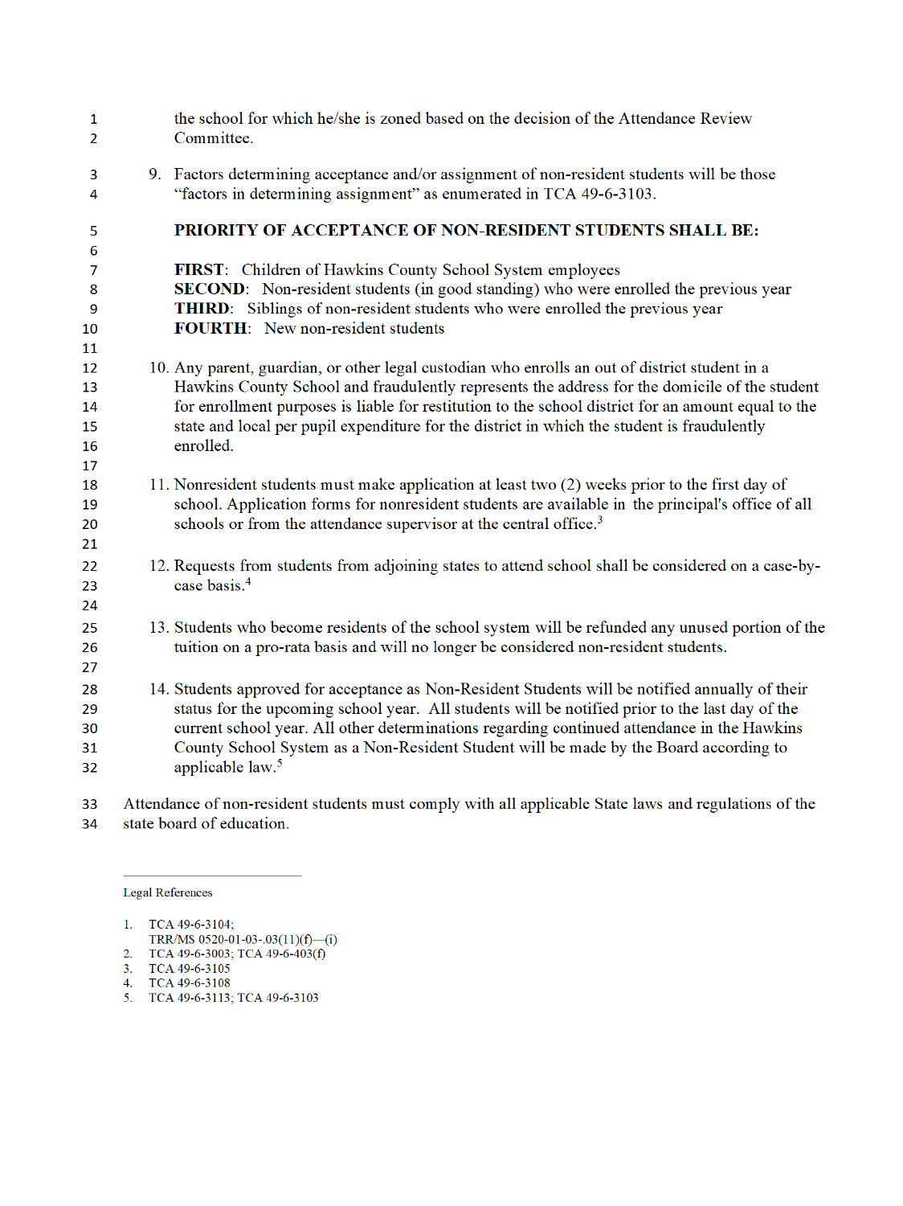the school for which he/she is zoned based on the decision of the Attendance Review Committee.

9. Factors determining acceptance and/or assignment of non-resident students will be those "factors in determining assignment" as enumerated in TCA 49-6-3103.

   **PRIORITY OF ACCEPTANCE OF NON-RESIDENT STUDENTS SHALL BE:**

   **FIRST**: Children of Hawkins County School System employees
   **SECOND**: Non-resident students (in good standing) who were enrolled the previous year
   **THIRD**: Siblings of non-resident students who were enrolled the previous year
   **FOURTH**: New non-resident students

10. Any parent, guardian, or other legal custodian who enrolls an out of district student in a Hawkins County School and fraudulently represents the address for the domicile of the student for enrollment purposes is liable for restitution to the school district for an amount equal to the state and local per pupil expenditure for the district in which the student is fraudulently enrolled.

11. Nonresident students must make application at least two (2) weeks prior to the first day of school. Application forms for nonresident students are available in the principal's office of all schools or from the attendance supervisor at the central office.[3]

12. Requests from students from adjoining states to attend school shall be considered on a case-by-case basis.[4]

13. Students who become residents of the school system will be refunded any unused portion of the tuition on a pro-rata basis and will no longer be considered non-resident students.

14. Students approved for acceptance as Non-Resident Students will be notified annually of their status for the upcoming school year. All students will be notified prior to the last day of the current school year. All other determinations regarding continued attendance in the Hawkins County School System as a Non-Resident Student will be made by the Board according to applicable law.[5]

Attendance of non-resident students must comply with all applicable State laws and regulations of the state board of education.

---

Legal References

1. TCA 49-6-3104;
   TRR/MS 0520-01-03-.03(11)(f)—(i)
2. TCA 49-6-3003; TCA 49-6-403(f)
3. TCA 49-6-3105
4. TCA 49-6-3108
5. TCA 49-6-3113; TCA 49-6-3103